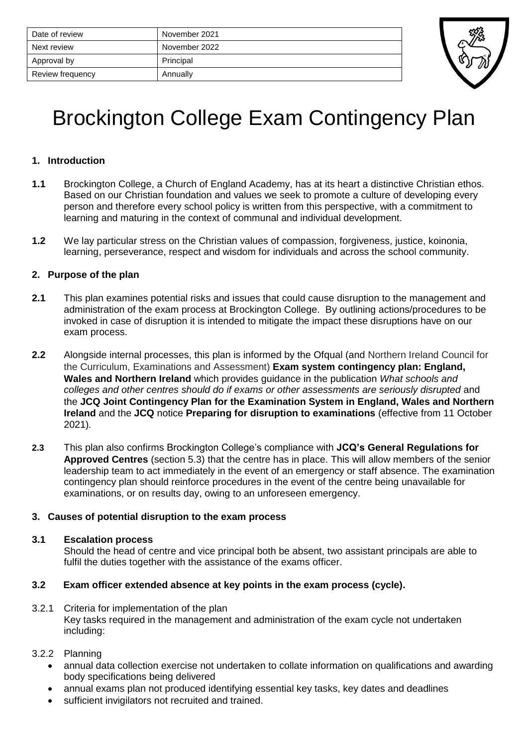| Date of review | November 2021 |
|---|---|
| Next review | November 2022 |
| Approval by | Principal |
| Review frequency | Annually |

# Brockington College Exam Contingency Plan

## 1. Introduction

**1.1** Brockington College, a Church of England Academy, has at its heart a distinctive Christian ethos. Based on our Christian foundation and values we seek to promote a culture of developing every person and therefore every school policy is written from this perspective, with a commitment to learning and maturing in the context of communal and individual development.

**1.2** We lay particular stress on the Christian values of compassion, forgiveness, justice, koinonia, learning, perseverance, respect and wisdom for individuals and across the school community.

## 2. Purpose of the plan

**2.1** This plan examines potential risks and issues that could cause disruption to the management and administration of the exam process at Brockington College. By outlining actions/procedures to be invoked in case of disruption it is intended to mitigate the impact these disruptions have on our exam process.

**2.2** Alongside internal processes, this plan is informed by the Ofqual (and Northern Ireland Council for the Curriculum, Examinations and Assessment) **Exam system contingency plan: England, Wales and Northern Ireland** which provides guidance in the publication *What schools and colleges and other centres should do if exams or other assessments are seriously disrupted* and the **JCQ Joint Contingency Plan for the Examination System in England, Wales and Northern Ireland** and the **JCQ** notice **Preparing for disruption to examinations** (effective from 11 October 2021).

**2.3** This plan also confirms Brockington College's compliance with **JCQ's General Regulations for Approved Centres** (section 5.3) that the centre has in place. This will allow members of the senior leadership team to act immediately in the event of an emergency or staff absence. The examination contingency plan should reinforce procedures in the event of the centre being unavailable for examinations, or on results day, owing to an unforeseen emergency.

## 3. Causes of potential disruption to the exam process

### 3.1 Escalation process

Should the head of centre and vice principal both be absent, two assistant principals are able to fulfil the duties together with the assistance of the exams officer.

### 3.2 Exam officer extended absence at key points in the exam process (cycle).

3.2.1 Criteria for implementation of the plan

Key tasks required in the management and administration of the exam cycle not undertaken including:

3.2.2 Planning

- annual data collection exercise not undertaken to collate information on qualifications and awarding body specifications being delivered
- annual exams plan not produced identifying essential key tasks, key dates and deadlines
- sufficient invigilators not recruited and trained.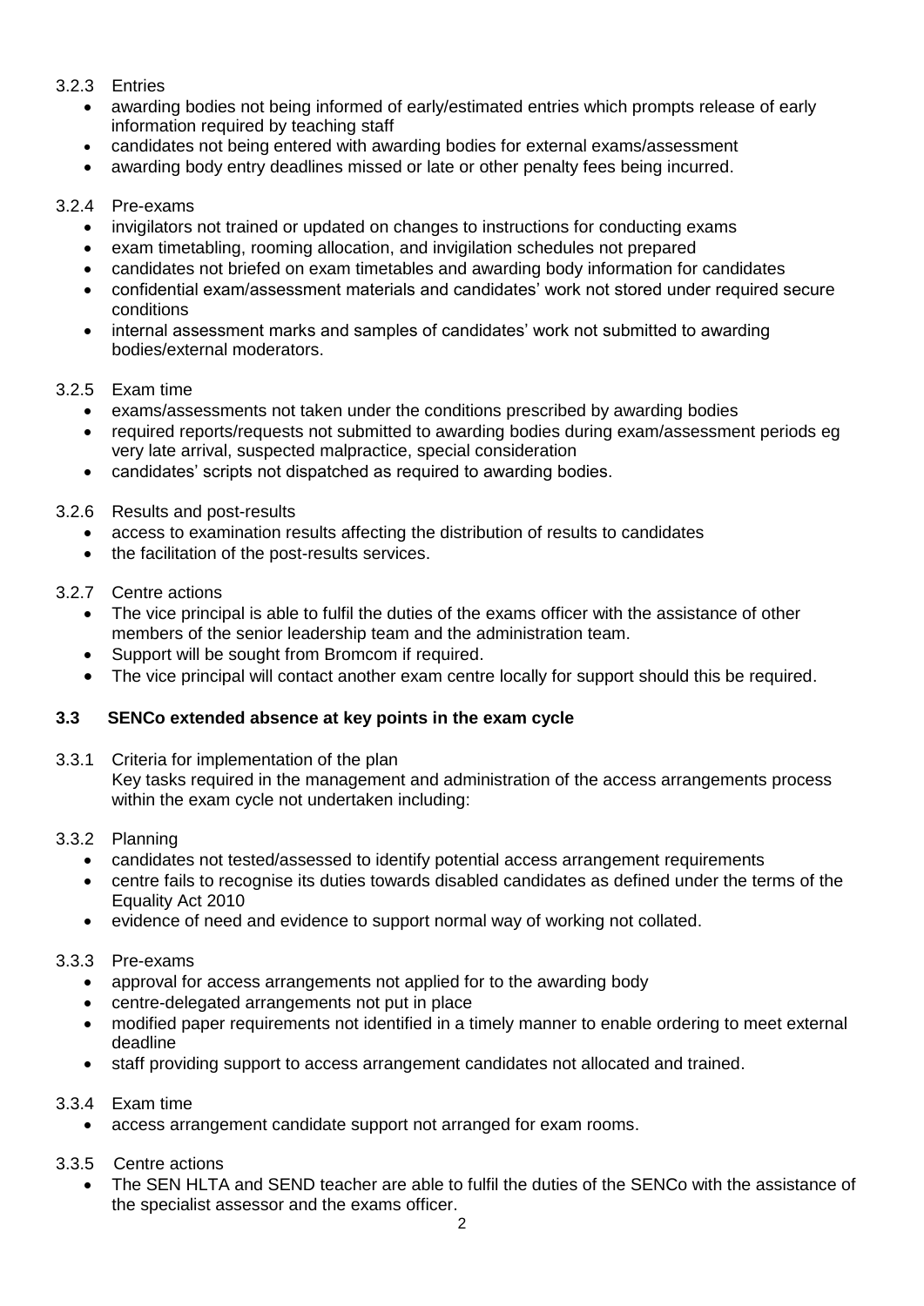3.2.3 Entries

- awarding bodies not being informed of early/estimated entries which prompts release of early information required by teaching staff
- candidates not being entered with awarding bodies for external exams/assessment
- awarding body entry deadlines missed or late or other penalty fees being incurred.

3.2.4 Pre-exams

- invigilators not trained or updated on changes to instructions for conducting exams
- exam timetabling, rooming allocation, and invigilation schedules not prepared
- candidates not briefed on exam timetables and awarding body information for candidates
- confidential exam/assessment materials and candidates' work not stored under required secure conditions
- internal assessment marks and samples of candidates' work not submitted to awarding bodies/external moderators.

3.2.5 Exam time

- exams/assessments not taken under the conditions prescribed by awarding bodies
- required reports/requests not submitted to awarding bodies during exam/assessment periods eg very late arrival, suspected malpractice, special consideration
- candidates' scripts not dispatched as required to awarding bodies.

3.2.6 Results and post-results

- access to examination results affecting the distribution of results to candidates
- the facilitation of the post-results services.

3.2.7 Centre actions

- The vice principal is able to fulfil the duties of the exams officer with the assistance of other members of the senior leadership team and the administration team.
- Support will be sought from Bromcom if required.
- The vice principal will contact another exam centre locally for support should this be required.

### 3.3 SENCo extended absence at key points in the exam cycle

3.3.1 Criteria for implementation of the plan

Key tasks required in the management and administration of the access arrangements process within the exam cycle not undertaken including:

3.3.2 Planning

- candidates not tested/assessed to identify potential access arrangement requirements
- centre fails to recognise its duties towards disabled candidates as defined under the terms of the Equality Act 2010
- evidence of need and evidence to support normal way of working not collated.

3.3.3 Pre-exams

- approval for access arrangements not applied for to the awarding body
- centre-delegated arrangements not put in place
- modified paper requirements not identified in a timely manner to enable ordering to meet external deadline
- staff providing support to access arrangement candidates not allocated and trained.

3.3.4 Exam time

- access arrangement candidate support not arranged for exam rooms.

3.3.5 Centre actions

- The SEN HLTA and SEND teacher are able to fulfil the duties of the SENCo with the assistance of the specialist assessor and the exams officer.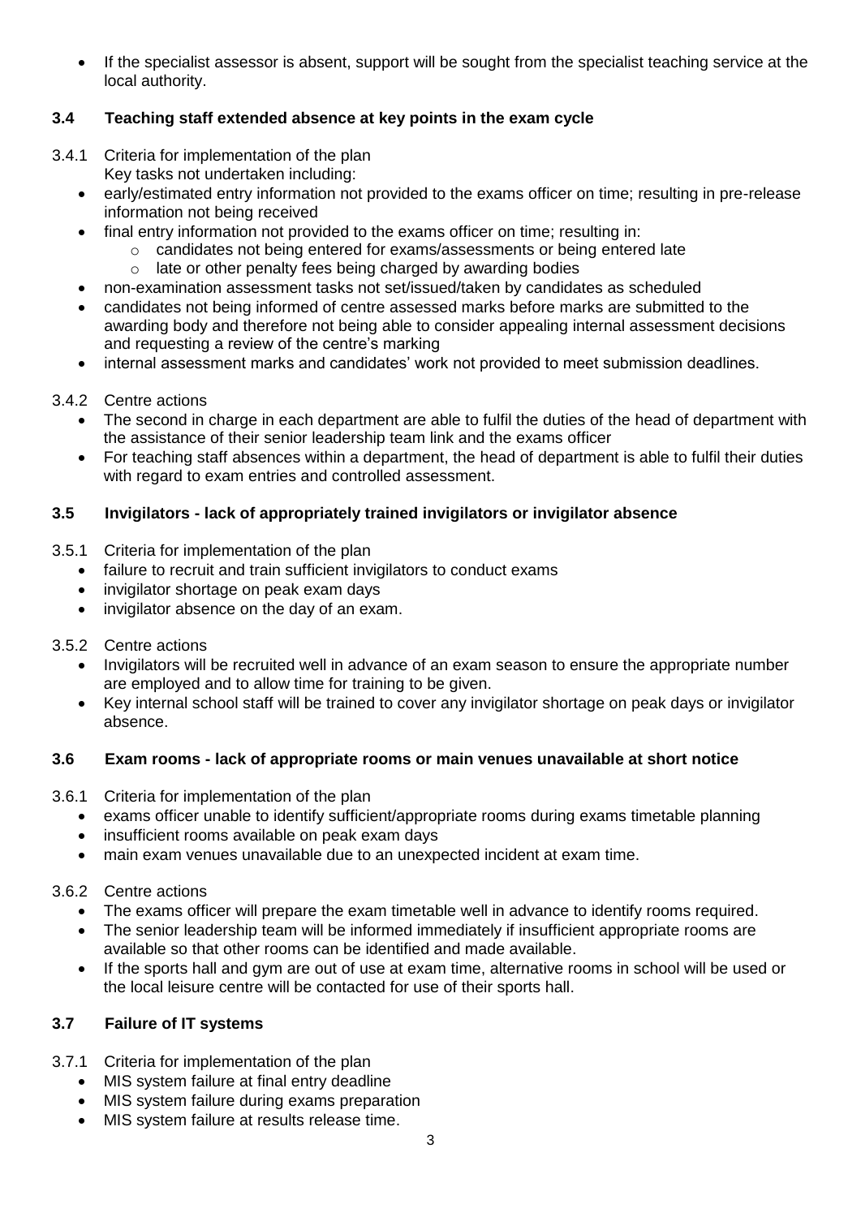- If the specialist assessor is absent, support will be sought from the specialist teaching service at the local authority.

### 3.4 Teaching staff extended absence at key points in the exam cycle

3.4.1 Criteria for implementation of the plan

Key tasks not undertaken including:

- early/estimated entry information not provided to the exams officer on time; resulting in pre-release information not being received
- final entry information not provided to the exams officer on time; resulting in:
  - candidates not being entered for exams/assessments or being entered late
  - late or other penalty fees being charged by awarding bodies
- non-examination assessment tasks not set/issued/taken by candidates as scheduled
- candidates not being informed of centre assessed marks before marks are submitted to the awarding body and therefore not being able to consider appealing internal assessment decisions and requesting a review of the centre's marking
- internal assessment marks and candidates' work not provided to meet submission deadlines.

3.4.2 Centre actions

- The second in charge in each department are able to fulfil the duties of the head of department with the assistance of their senior leadership team link and the exams officer
- For teaching staff absences within a department, the head of department is able to fulfil their duties with regard to exam entries and controlled assessment.

### 3.5 Invigilators - lack of appropriately trained invigilators or invigilator absence

3.5.1 Criteria for implementation of the plan

- failure to recruit and train sufficient invigilators to conduct exams
- invigilator shortage on peak exam days
- invigilator absence on the day of an exam.

3.5.2 Centre actions

- Invigilators will be recruited well in advance of an exam season to ensure the appropriate number are employed and to allow time for training to be given.
- Key internal school staff will be trained to cover any invigilator shortage on peak days or invigilator absence.

### 3.6 Exam rooms - lack of appropriate rooms or main venues unavailable at short notice

3.6.1 Criteria for implementation of the plan

- exams officer unable to identify sufficient/appropriate rooms during exams timetable planning
- insufficient rooms available on peak exam days
- main exam venues unavailable due to an unexpected incident at exam time.

3.6.2 Centre actions

- The exams officer will prepare the exam timetable well in advance to identify rooms required.
- The senior leadership team will be informed immediately if insufficient appropriate rooms are available so that other rooms can be identified and made available.
- If the sports hall and gym are out of use at exam time, alternative rooms in school will be used or the local leisure centre will be contacted for use of their sports hall.

### 3.7 Failure of IT systems

3.7.1 Criteria for implementation of the plan

- MIS system failure at final entry deadline
- MIS system failure during exams preparation
- MIS system failure at results release time.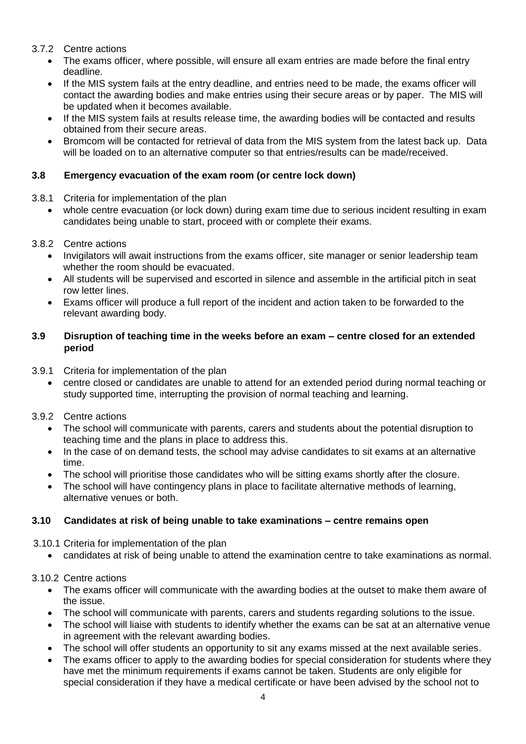3.7.2 Centre actions

- The exams officer, where possible, will ensure all exam entries are made before the final entry deadline.
- If the MIS system fails at the entry deadline, and entries need to be made, the exams officer will contact the awarding bodies and make entries using their secure areas or by paper. The MIS will be updated when it becomes available.
- If the MIS system fails at results release time, the awarding bodies will be contacted and results obtained from their secure areas.
- Bromcom will be contacted for retrieval of data from the MIS system from the latest back up. Data will be loaded on to an alternative computer so that entries/results can be made/received.

### 3.8 Emergency evacuation of the exam room (or centre lock down)

3.8.1 Criteria for implementation of the plan

- whole centre evacuation (or lock down) during exam time due to serious incident resulting in exam candidates being unable to start, proceed with or complete their exams.

3.8.2 Centre actions

- Invigilators will await instructions from the exams officer, site manager or senior leadership team whether the room should be evacuated.
- All students will be supervised and escorted in silence and assemble in the artificial pitch in seat row letter lines.
- Exams officer will produce a full report of the incident and action taken to be forwarded to the relevant awarding body.

### 3.9 Disruption of teaching time in the weeks before an exam – centre closed for an extended period

3.9.1 Criteria for implementation of the plan

- centre closed or candidates are unable to attend for an extended period during normal teaching or study supported time, interrupting the provision of normal teaching and learning.

3.9.2 Centre actions

- The school will communicate with parents, carers and students about the potential disruption to teaching time and the plans in place to address this.
- In the case of on demand tests, the school may advise candidates to sit exams at an alternative time.
- The school will prioritise those candidates who will be sitting exams shortly after the closure.
- The school will have contingency plans in place to facilitate alternative methods of learning, alternative venues or both.

### 3.10 Candidates at risk of being unable to take examinations – centre remains open

3.10.1 Criteria for implementation of the plan

- candidates at risk of being unable to attend the examination centre to take examinations as normal.

3.10.2 Centre actions

- The exams officer will communicate with the awarding bodies at the outset to make them aware of the issue.
- The school will communicate with parents, carers and students regarding solutions to the issue.
- The school will liaise with students to identify whether the exams can be sat at an alternative venue in agreement with the relevant awarding bodies.
- The school will offer students an opportunity to sit any exams missed at the next available series.
- The exams officer to apply to the awarding bodies for special consideration for students where they have met the minimum requirements if exams cannot be taken. Students are only eligible for special consideration if they have a medical certificate or have been advised by the school not to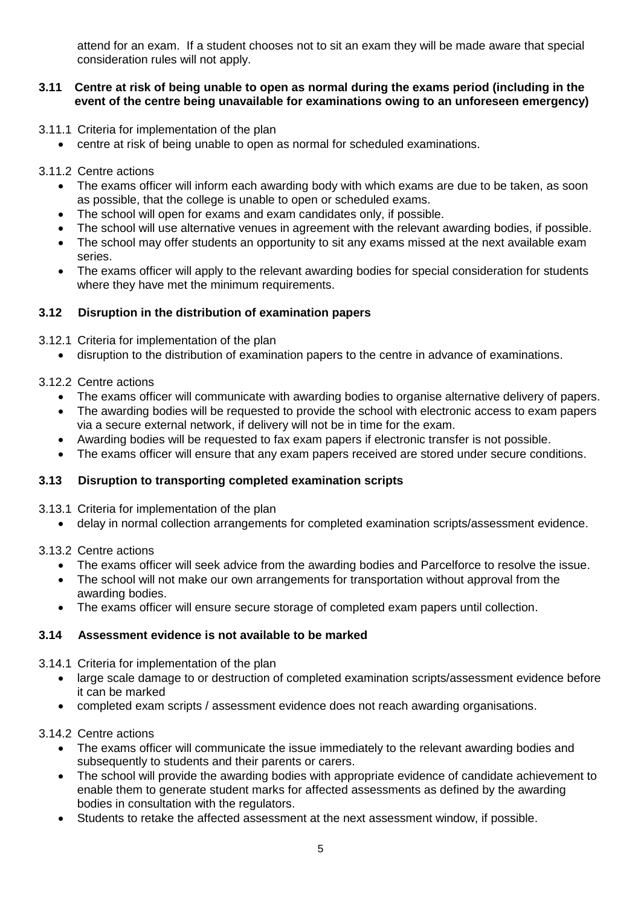attend for an exam. If a student chooses not to sit an exam they will be made aware that special consideration rules will not apply.

### 3.11 Centre at risk of being unable to open as normal during the exams period (including in the event of the centre being unavailable for examinations owing to an unforeseen emergency)

3.11.1 Criteria for implementation of the plan

- centre at risk of being unable to open as normal for scheduled examinations.

3.11.2 Centre actions

- The exams officer will inform each awarding body with which exams are due to be taken, as soon as possible, that the college is unable to open or scheduled exams.
- The school will open for exams and exam candidates only, if possible.
- The school will use alternative venues in agreement with the relevant awarding bodies, if possible.
- The school may offer students an opportunity to sit any exams missed at the next available exam series.
- The exams officer will apply to the relevant awarding bodies for special consideration for students where they have met the minimum requirements.

### 3.12 Disruption in the distribution of examination papers

3.12.1 Criteria for implementation of the plan

- disruption to the distribution of examination papers to the centre in advance of examinations.

3.12.2 Centre actions

- The exams officer will communicate with awarding bodies to organise alternative delivery of papers.
- The awarding bodies will be requested to provide the school with electronic access to exam papers via a secure external network, if delivery will not be in time for the exam.
- Awarding bodies will be requested to fax exam papers if electronic transfer is not possible.
- The exams officer will ensure that any exam papers received are stored under secure conditions.

### 3.13 Disruption to transporting completed examination scripts

3.13.1 Criteria for implementation of the plan

- delay in normal collection arrangements for completed examination scripts/assessment evidence.

3.13.2 Centre actions

- The exams officer will seek advice from the awarding bodies and Parcelforce to resolve the issue.
- The school will not make our own arrangements for transportation without approval from the awarding bodies.
- The exams officer will ensure secure storage of completed exam papers until collection.

### 3.14 Assessment evidence is not available to be marked

3.14.1 Criteria for implementation of the plan

- large scale damage to or destruction of completed examination scripts/assessment evidence before it can be marked
- completed exam scripts / assessment evidence does not reach awarding organisations.

3.14.2 Centre actions

- The exams officer will communicate the issue immediately to the relevant awarding bodies and subsequently to students and their parents or carers.
- The school will provide the awarding bodies with appropriate evidence of candidate achievement to enable them to generate student marks for affected assessments as defined by the awarding bodies in consultation with the regulators.
- Students to retake the affected assessment at the next assessment window, if possible.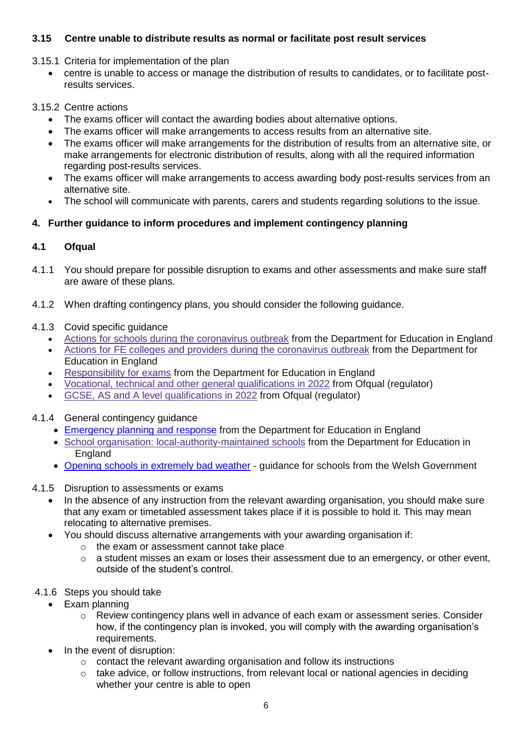### 3.15 Centre unable to distribute results as normal or facilitate post result services

3.15.1 Criteria for implementation of the plan

- centre is unable to access or manage the distribution of results to candidates, or to facilitate post-results services.

3.15.2 Centre actions

- The exams officer will contact the awarding bodies about alternative options.
- The exams officer will make arrangements to access results from an alternative site.
- The exams officer will make arrangements for the distribution of results from an alternative site, or make arrangements for electronic distribution of results, along with all the required information regarding post-results services.
- The exams officer will make arrangements to access awarding body post-results services from an alternative site.
- The school will communicate with parents, carers and students regarding solutions to the issue.

## 4. Further guidance to inform procedures and implement contingency planning

### 4.1 Ofqual

4.1.1 You should prepare for possible disruption to exams and other assessments and make sure staff are aware of these plans.

4.1.2 When drafting contingency plans, you should consider the following guidance.

4.1.3 Covid specific guidance

- Actions for schools during the coronavirus outbreak from the Department for Education in England
- Actions for FE colleges and providers during the coronavirus outbreak from the Department for Education in England
- Responsibility for exams from the Department for Education in England
- Vocational, technical and other general qualifications in 2022 from Ofqual (regulator)
- GCSE, AS and A level qualifications in 2022 from Ofqual (regulator)

4.1.4 General contingency guidance

- Emergency planning and response from the Department for Education in England
- School organisation: local-authority-maintained schools from the Department for Education in England
- Opening schools in extremely bad weather - guidance for schools from the Welsh Government

4.1.5 Disruption to assessments or exams

- In the absence of any instruction from the relevant awarding organisation, you should make sure that any exam or timetabled assessment takes place if it is possible to hold it. This may mean relocating to alternative premises.
- You should discuss alternative arrangements with your awarding organisation if:
  - the exam or assessment cannot take place
  - a student misses an exam or loses their assessment due to an emergency, or other event, outside of the student's control.

4.1.6 Steps you should take

- Exam planning
  - Review contingency plans well in advance of each exam or assessment series. Consider how, if the contingency plan is invoked, you will comply with the awarding organisation's requirements.
- In the event of disruption:
  - contact the relevant awarding organisation and follow its instructions
  - take advice, or follow instructions, from relevant local or national agencies in deciding whether your centre is able to open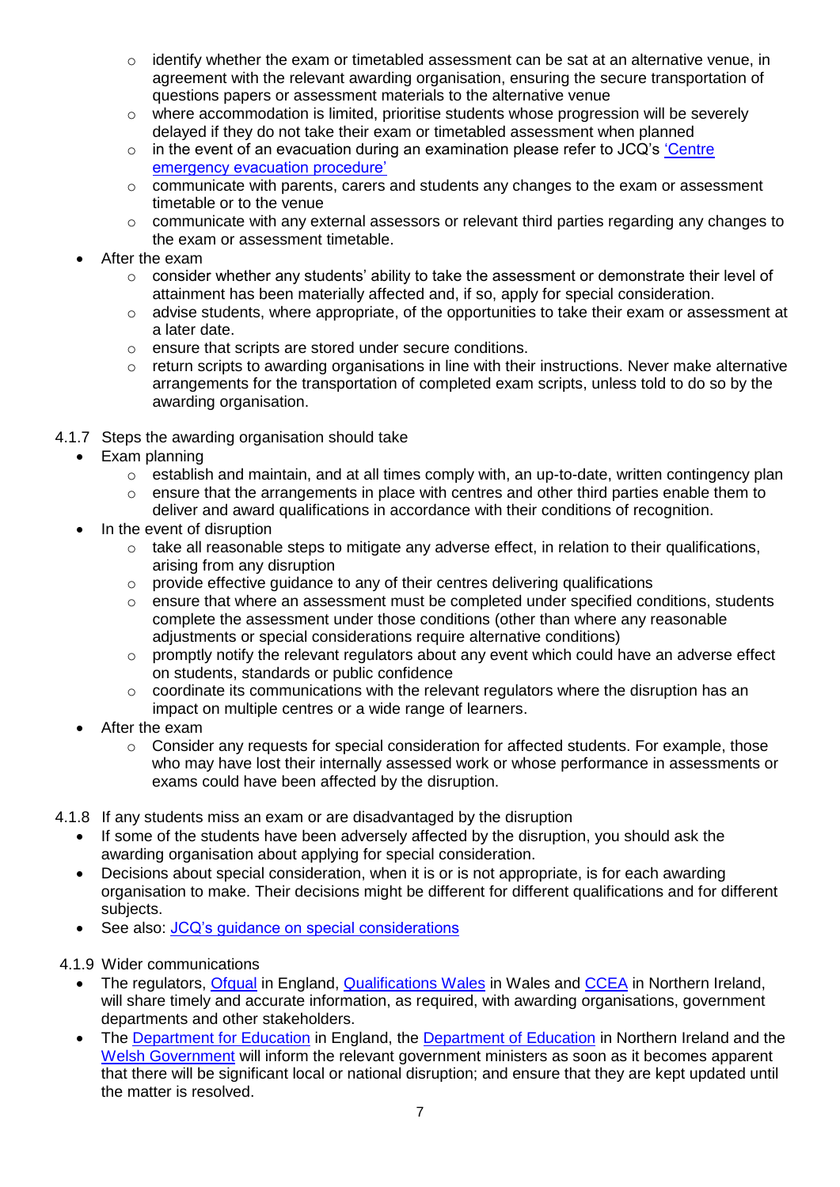- identify whether the exam or timetabled assessment can be sat at an alternative venue, in agreement with the relevant awarding organisation, ensuring the secure transportation of questions papers or assessment materials to the alternative venue
  - where accommodation is limited, prioritise students whose progression will be severely delayed if they do not take their exam or timetabled assessment when planned
  - in the event of an evacuation during an examination please refer to JCQ's 'Centre emergency evacuation procedure'
  - communicate with parents, carers and students any changes to the exam or assessment timetable or to the venue
  - communicate with any external assessors or relevant third parties regarding any changes to the exam or assessment timetable.
- After the exam
  - consider whether any students' ability to take the assessment or demonstrate their level of attainment has been materially affected and, if so, apply for special consideration.
  - advise students, where appropriate, of the opportunities to take their exam or assessment at a later date.
  - ensure that scripts are stored under secure conditions.
  - return scripts to awarding organisations in line with their instructions. Never make alternative arrangements for the transportation of completed exam scripts, unless told to do so by the awarding organisation.

4.1.7 Steps the awarding organisation should take

- Exam planning
  - establish and maintain, and at all times comply with, an up-to-date, written contingency plan
  - ensure that the arrangements in place with centres and other third parties enable them to deliver and award qualifications in accordance with their conditions of recognition.
- In the event of disruption
  - take all reasonable steps to mitigate any adverse effect, in relation to their qualifications, arising from any disruption
  - provide effective guidance to any of their centres delivering qualifications
  - ensure that where an assessment must be completed under specified conditions, students complete the assessment under those conditions (other than where any reasonable adjustments or special considerations require alternative conditions)
  - promptly notify the relevant regulators about any event which could have an adverse effect on students, standards or public confidence
  - coordinate its communications with the relevant regulators where the disruption has an impact on multiple centres or a wide range of learners.
- After the exam
  - Consider any requests for special consideration for affected students. For example, those who may have lost their internally assessed work or whose performance in assessments or exams could have been affected by the disruption.

4.1.8 If any students miss an exam or are disadvantaged by the disruption

- If some of the students have been adversely affected by the disruption, you should ask the awarding organisation about applying for special consideration.
- Decisions about special consideration, when it is or is not appropriate, is for each awarding organisation to make. Their decisions might be different for different qualifications and for different subjects.
- See also: JCQ's guidance on special considerations

4.1.9 Wider communications

- The regulators, Ofqual in England, Qualifications Wales in Wales and CCEA in Northern Ireland, will share timely and accurate information, as required, with awarding organisations, government departments and other stakeholders.
- The Department for Education in England, the Department of Education in Northern Ireland and the Welsh Government will inform the relevant government ministers as soon as it becomes apparent that there will be significant local or national disruption; and ensure that they are kept updated until the matter is resolved.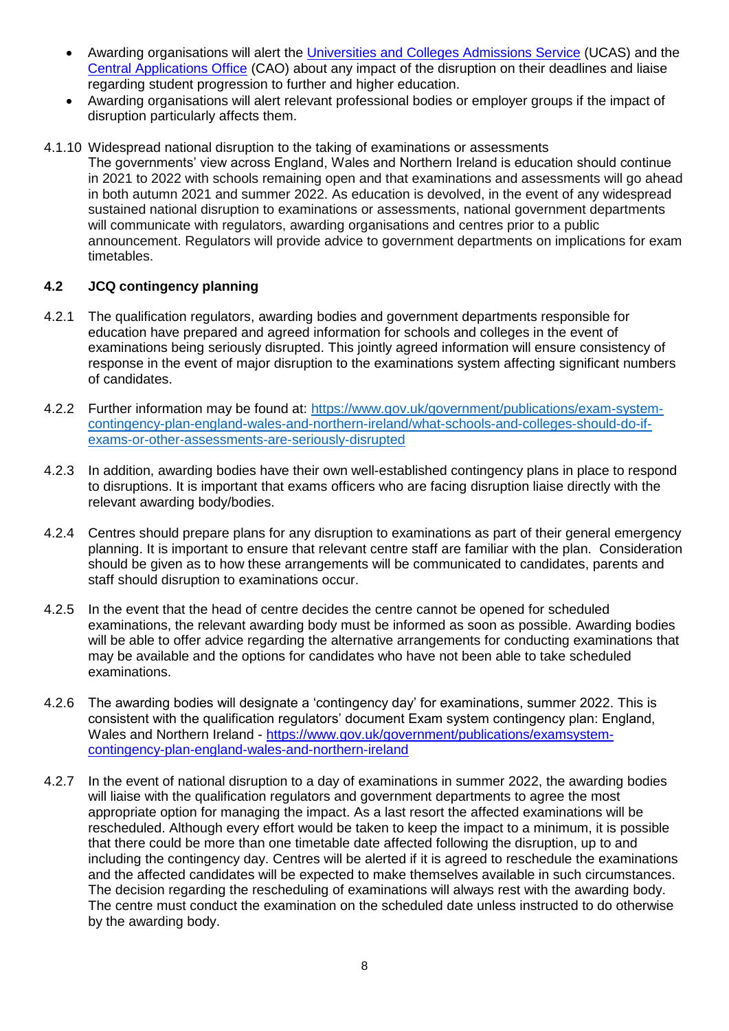- Awarding organisations will alert the [Universities and Colleges Admissions Service](https://www.ucas.com) (UCAS) and the [Central Applications Office](https://www.cao.ie) (CAO) about any impact of the disruption on their deadlines and liaise regarding student progression to further and higher education.
- Awarding organisations will alert relevant professional bodies or employer groups if the impact of disruption particularly affects them.

4.1.10 Widespread national disruption to the taking of examinations or assessments
The governments' view across England, Wales and Northern Ireland is education should continue in 2021 to 2022 with schools remaining open and that examinations and assessments will go ahead in both autumn 2021 and summer 2022. As education is devolved, in the event of any widespread sustained national disruption to examinations or assessments, national government departments will communicate with regulators, awarding organisations and centres prior to a public announcement. Regulators will provide advice to government departments on implications for exam timetables.

### 4.2 JCQ contingency planning

4.2.1 The qualification regulators, awarding bodies and government departments responsible for education have prepared and agreed information for schools and colleges in the event of examinations being seriously disrupted. This jointly agreed information will ensure consistency of response in the event of major disruption to the examinations system affecting significant numbers of candidates.

4.2.2 Further information may be found at: [https://www.gov.uk/government/publications/exam-system-contingency-plan-england-wales-and-northern-ireland/what-schools-and-colleges-should-do-if-exams-or-other-assessments-are-seriously-disrupted](https://www.gov.uk/government/publications/exam-system-contingency-plan-england-wales-and-northern-ireland/what-schools-and-colleges-should-do-if-exams-or-other-assessments-are-seriously-disrupted)

4.2.3 In addition, awarding bodies have their own well-established contingency plans in place to respond to disruptions. It is important that exams officers who are facing disruption liaise directly with the relevant awarding body/bodies.

4.2.4 Centres should prepare plans for any disruption to examinations as part of their general emergency planning. It is important to ensure that relevant centre staff are familiar with the plan. Consideration should be given as to how these arrangements will be communicated to candidates, parents and staff should disruption to examinations occur.

4.2.5 In the event that the head of centre decides the centre cannot be opened for scheduled examinations, the relevant awarding body must be informed as soon as possible. Awarding bodies will be able to offer advice regarding the alternative arrangements for conducting examinations that may be available and the options for candidates who have not been able to take scheduled examinations.

4.2.6 The awarding bodies will designate a 'contingency day' for examinations, summer 2022. This is consistent with the qualification regulators' document Exam system contingency plan: England, Wales and Northern Ireland - [https://www.gov.uk/government/publications/examsystem-contingency-plan-england-wales-and-northern-ireland](https://www.gov.uk/government/publications/examsystem-contingency-plan-england-wales-and-northern-ireland)

4.2.7 In the event of national disruption to a day of examinations in summer 2022, the awarding bodies will liaise with the qualification regulators and government departments to agree the most appropriate option for managing the impact. As a last resort the affected examinations will be rescheduled. Although every effort would be taken to keep the impact to a minimum, it is possible that there could be more than one timetable date affected following the disruption, up to and including the contingency day. Centres will be alerted if it is agreed to reschedule the examinations and the affected candidates will be expected to make themselves available in such circumstances. The decision regarding the rescheduling of examinations will always rest with the awarding body. The centre must conduct the examination on the scheduled date unless instructed to do otherwise by the awarding body.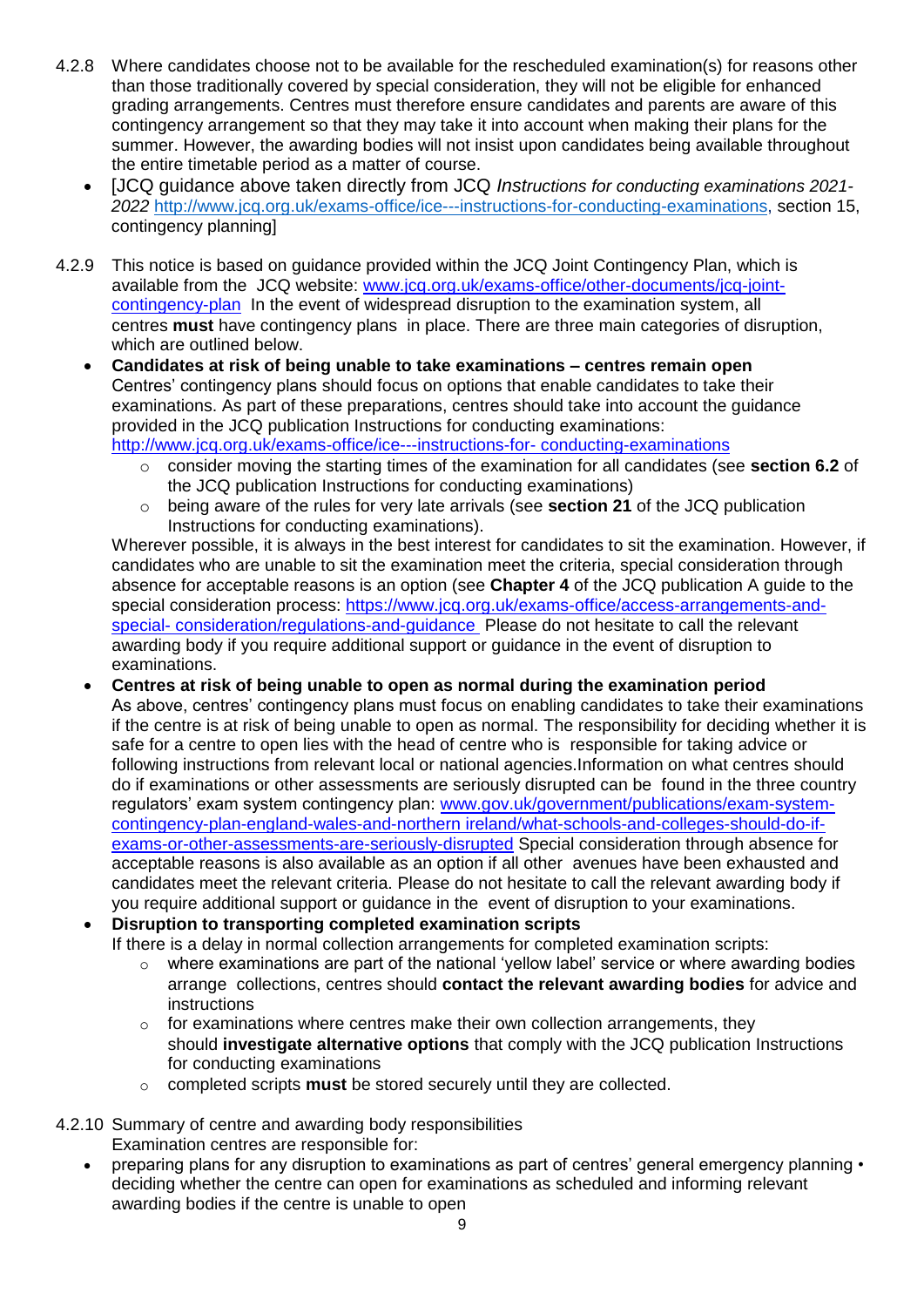4.2.8 Where candidates choose not to be available for the rescheduled examination(s) for reasons other than those traditionally covered by special consideration, they will not be eligible for enhanced grading arrangements. Centres must therefore ensure candidates and parents are aware of this contingency arrangement so that they may take it into account when making their plans for the summer. However, the awarding bodies will not insist upon candidates being available throughout the entire timetable period as a matter of course.

- [JCQ guidance above taken directly from JCQ *Instructions for conducting examinations 2021-2022* http://www.jcq.org.uk/exams-office/ice---instructions-for-conducting-examinations, section 15, contingency planning]

4.2.9 This notice is based on guidance provided within the JCQ Joint Contingency Plan, which is available from the JCQ website: www.jcq.org.uk/exams-office/other-documents/jcq-joint-contingency-plan In the event of widespread disruption to the examination system, all centres **must** have contingency plans in place. There are three main categories of disruption, which are outlined below.

- **Candidates at risk of being unable to take examinations – centres remain open**
  Centres' contingency plans should focus on options that enable candidates to take their examinations. As part of these preparations, centres should take into account the guidance provided in the JCQ publication Instructions for conducting examinations: http://www.jcq.org.uk/exams-office/ice---instructions-for- conducting-examinations
  - consider moving the starting times of the examination for all candidates (see **section 6.2** of the JCQ publication Instructions for conducting examinations)
  - being aware of the rules for very late arrivals (see **section 21** of the JCQ publication Instructions for conducting examinations).

  Wherever possible, it is always in the best interest for candidates to sit the examination. However, if candidates who are unable to sit the examination meet the criteria, special consideration through absence for acceptable reasons is an option (see **Chapter 4** of the JCQ publication A guide to the special consideration process: https://www.jcq.org.uk/exams-office/access-arrangements-and-special- consideration/regulations-and-guidance Please do not hesitate to call the relevant awarding body if you require additional support or guidance in the event of disruption to examinations.

- **Centres at risk of being unable to open as normal during the examination period**
  As above, centres' contingency plans must focus on enabling candidates to take their examinations if the centre is at risk of being unable to open as normal. The responsibility for deciding whether it is safe for a centre to open lies with the head of centre who is responsible for taking advice or following instructions from relevant local or national agencies.Information on what centres should do if examinations or other assessments are seriously disrupted can be found in the three country regulators' exam system contingency plan: www.gov.uk/government/publications/exam-system-contingency-plan-england-wales-and-northern ireland/what-schools-and-colleges-should-do-if-exams-or-other-assessments-are-seriously-disrupted Special consideration through absence for acceptable reasons is also available as an option if all other avenues have been exhausted and candidates meet the relevant criteria. Please do not hesitate to call the relevant awarding body if you require additional support or guidance in the event of disruption to your examinations.

- **Disruption to transporting completed examination scripts**
  If there is a delay in normal collection arrangements for completed examination scripts:
  - where examinations are part of the national 'yellow label' service or where awarding bodies arrange collections, centres should **contact the relevant awarding bodies** for advice and instructions
  - for examinations where centres make their own collection arrangements, they should **investigate alternative options** that comply with the JCQ publication Instructions for conducting examinations
  - completed scripts **must** be stored securely until they are collected.

4.2.10 Summary of centre and awarding body responsibilities
Examination centres are responsible for:

- preparing plans for any disruption to examinations as part of centres' general emergency planning • deciding whether the centre can open for examinations as scheduled and informing relevant awarding bodies if the centre is unable to open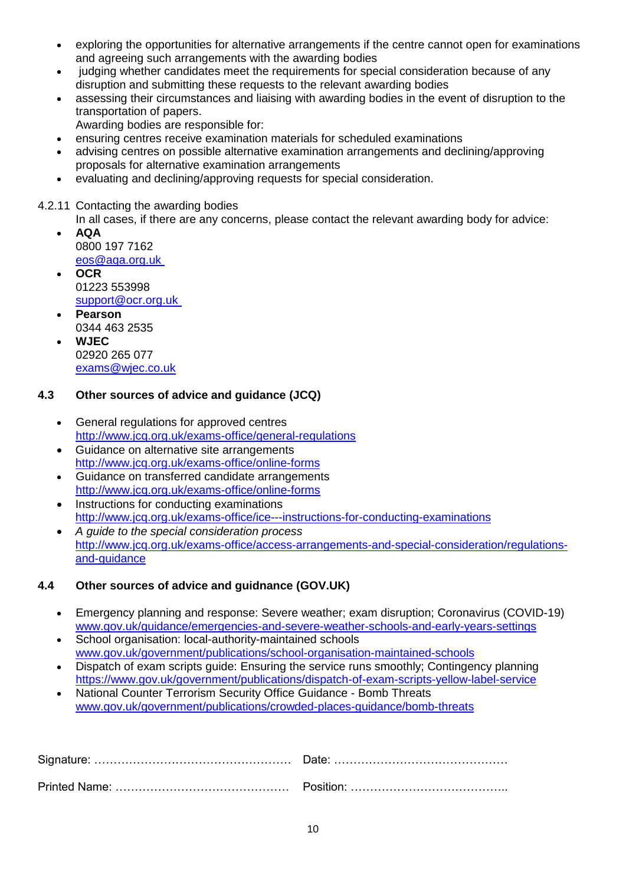- exploring the opportunities for alternative arrangements if the centre cannot open for examinations and agreeing such arrangements with the awarding bodies
- judging whether candidates meet the requirements for special consideration because of any disruption and submitting these requests to the relevant awarding bodies
- assessing their circumstances and liaising with awarding bodies in the event of disruption to the transportation of papers.

  Awarding bodies are responsible for:
- ensuring centres receive examination materials for scheduled examinations
- advising centres on possible alternative examination arrangements and declining/approving proposals for alternative examination arrangements
- evaluating and declining/approving requests for special consideration.

4.2.11 Contacting the awarding bodies

In all cases, if there are any concerns, please contact the relevant awarding body for advice:

- **AQA**
  0800 197 7162
  eos@aqa.org.uk
- **OCR**
  01223 553998
  support@ocr.org.uk
- **Pearson**
  0344 463 2535
- **WJEC**
  02920 265 077
  exams@wjec.co.uk

### 4.3 Other sources of advice and guidance (JCQ)

- General regulations for approved centres
  http://www.jcq.org.uk/exams-office/general-regulations
- Guidance on alternative site arrangements
  http://www.jcq.org.uk/exams-office/online-forms
- Guidance on transferred candidate arrangements
  http://www.jcq.org.uk/exams-office/online-forms
- Instructions for conducting examinations
  http://www.jcq.org.uk/exams-office/ice---instructions-for-conducting-examinations
- *A guide to the special consideration process*
  http://www.jcq.org.uk/exams-office/access-arrangements-and-special-consideration/regulations-and-guidance

### 4.4 Other sources of advice and guidnance (GOV.UK)

- Emergency planning and response: Severe weather; exam disruption; Coronavirus (COVID-19)
  www.gov.uk/guidance/emergencies-and-severe-weather-schools-and-early-years-settings
- School organisation: local-authority-maintained schools
  www.gov.uk/government/publications/school-organisation-maintained-schools
- Dispatch of exam scripts guide: Ensuring the service runs smoothly; Contingency planning
  https://www.gov.uk/government/publications/dispatch-of-exam-scripts-yellow-label-service
- National Counter Terrorism Security Office Guidance - Bomb Threats
  www.gov.uk/government/publications/crowded-places-guidance/bomb-threats

Signature: …………………………………………… Date: ………………………………………

Printed Name: ……..………………………………… Position: …………………………………..